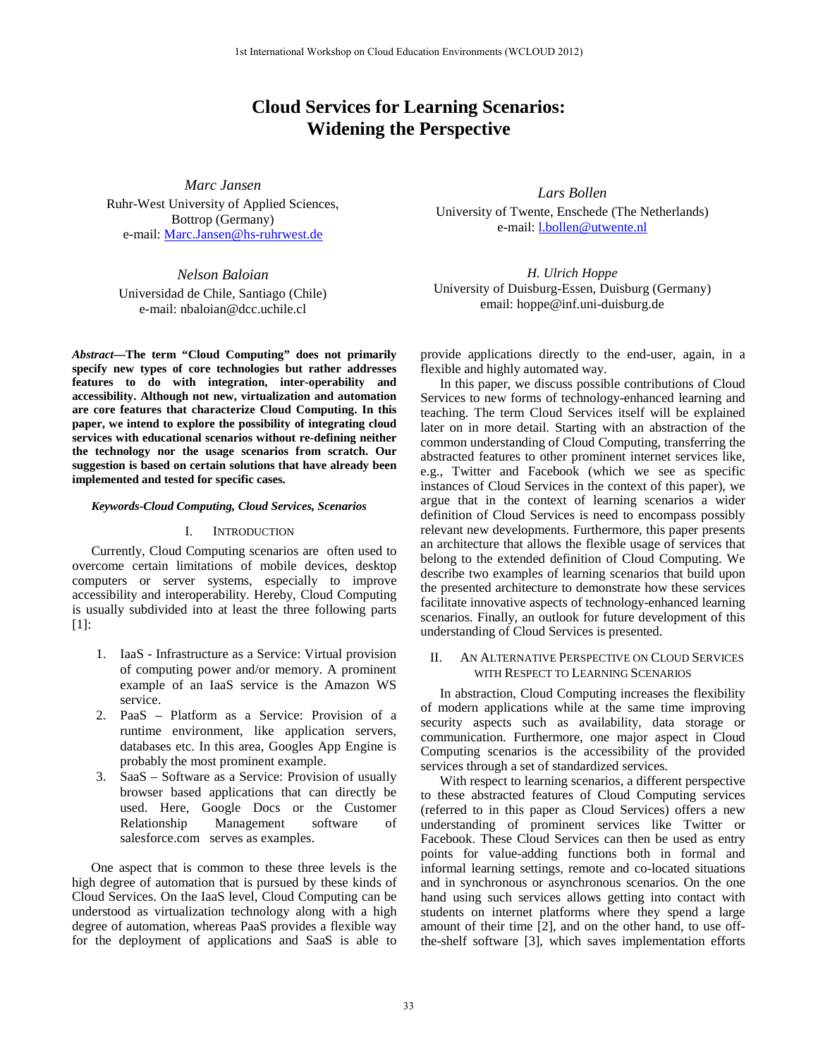# Cloud Services for Learning Scenarios: Widening the Perspective

*Marc Jansen*
Ruhr-West University of Applied Sciences, Bottrop (Germany)
e-mail: Marc.Jansen@hs-ruhrwest.de

*Lars Bollen*
University of Twente, Enschede (The Netherlands)
e-mail: l.bollen@utwente.nl

*Nelson Baloian*
Universidad de Chile, Santiago (Chile)
e-mail: nbaloian@dcc.uchile.cl

*H. Ulrich Hoppe*
University of Duisburg-Essen, Duisburg (Germany)
email: hoppe@inf.uni-duisburg.de

***Abstract*—The term "Cloud Computing" does not primarily specify new types of core technologies but rather addresses features to do with integration, inter-operability and accessibility. Although not new, virtualization and automation are core features that characterize Cloud Computing. In this paper, we intend to explore the possibility of integrating cloud services with educational scenarios without re-defining neither the technology nor the usage scenarios from scratch. Our suggestion is based on certain solutions that have already been implemented and tested for specific cases.**

***Keywords-Cloud Computing, Cloud Services, Scenarios***

## I. Introduction

Currently, Cloud Computing scenarios are often used to overcome certain limitations of mobile devices, desktop computers or server systems, especially to improve accessibility and interoperability. Hereby, Cloud Computing is usually subdivided into at least the three following parts [1]:

1. IaaS - Infrastructure as a Service: Virtual provision of computing power and/or memory. A prominent example of an IaaS service is the Amazon WS service.
2. PaaS – Platform as a Service: Provision of a runtime environment, like application servers, databases etc. In this area, Googles App Engine is probably the most prominent example.
3. SaaS – Software as a Service: Provision of usually browser based applications that can directly be used. Here, Google Docs or the Customer Relationship Management software of salesforce.com serves as examples.

One aspect that is common to these three levels is the high degree of automation that is pursued by these kinds of Cloud Services. On the IaaS level, Cloud Computing can be understood as virtualization technology along with a high degree of automation, whereas PaaS provides a flexible way for the deployment of applications and SaaS is able to provide applications directly to the end-user, again, in a flexible and highly automated way.

In this paper, we discuss possible contributions of Cloud Services to new forms of technology-enhanced learning and teaching. The term Cloud Services itself will be explained later on in more detail. Starting with an abstraction of the common understanding of Cloud Computing, transferring the abstracted features to other prominent internet services like, e.g., Twitter and Facebook (which we see as specific instances of Cloud Services in the context of this paper), we argue that in the context of learning scenarios a wider definition of Cloud Services is need to encompass possibly relevant new developments. Furthermore, this paper presents an architecture that allows the flexible usage of services that belong to the extended definition of Cloud Computing. We describe two examples of learning scenarios that build upon the presented architecture to demonstrate how these services facilitate innovative aspects of technology-enhanced learning scenarios. Finally, an outlook for future development of this understanding of Cloud Services is presented.

## II. An Alternative Perspective on Cloud Services with Respect to Learning Scenarios

In abstraction, Cloud Computing increases the flexibility of modern applications while at the same time improving security aspects such as availability, data storage or communication. Furthermore, one major aspect in Cloud Computing scenarios is the accessibility of the provided services through a set of standardized services.

With respect to learning scenarios, a different perspective to these abstracted features of Cloud Computing services (referred to in this paper as Cloud Services) offers a new understanding of prominent services like Twitter or Facebook. These Cloud Services can then be used as entry points for value-adding functions both in formal and informal learning settings, remote and co-located situations and in synchronous or asynchronous scenarios. On the one hand using such services allows getting into contact with students on internet platforms where they spend a large amount of their time [2], and on the other hand, to use off-the-shelf software [3], which saves implementation efforts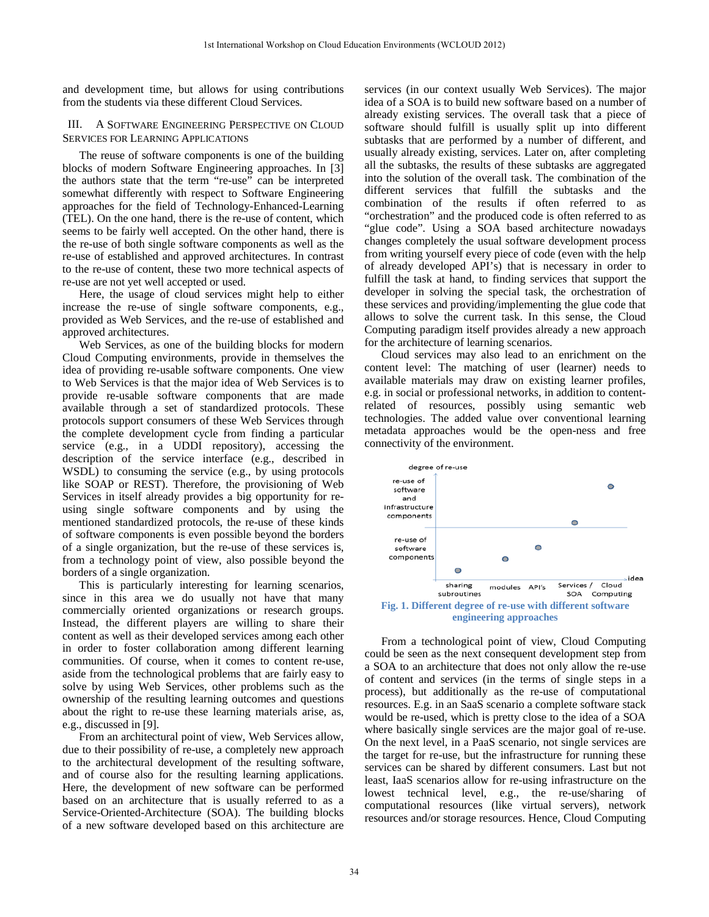and development time, but allows for using contributions from the students via these different Cloud Services.

## III. A Software Engineering Perspective on Cloud Services for Learning Applications

The reuse of software components is one of the building blocks of modern Software Engineering approaches. In [3] the authors state that the term "re-use" can be interpreted somewhat differently with respect to Software Engineering approaches for the field of Technology-Enhanced-Learning (TEL). On the one hand, there is the re-use of content, which seems to be fairly well accepted. On the other hand, there is the re-use of both single software components as well as the re-use of established and approved architectures. In contrast to the re-use of content, these two more technical aspects of re-use are not yet well accepted or used.

Here, the usage of cloud services might help to either increase the re-use of single software components, e.g., provided as Web Services, and the re-use of established and approved architectures.

Web Services, as one of the building blocks for modern Cloud Computing environments, provide in themselves the idea of providing re-usable software components. One view to Web Services is that the major idea of Web Services is to provide re-usable software components that are made available through a set of standardized protocols. These protocols support consumers of these Web Services through the complete development cycle from finding a particular service (e.g., in a UDDI repository), accessing the description of the service interface (e.g., described in WSDL) to consuming the service (e.g., by using protocols like SOAP or REST). Therefore, the provisioning of Web Services in itself already provides a big opportunity for re-using single software components and by using the mentioned standardized protocols, the re-use of these kinds of software components is even possible beyond the borders of a single organization, but the re-use of these services is, from a technology point of view, also possible beyond the borders of a single organization.

This is particularly interesting for learning scenarios, since in this area we do usually not have that many commercially oriented organizations or research groups. Instead, the different players are willing to share their content as well as their developed services among each other in order to foster collaboration among different learning communities. Of course, when it comes to content re-use, aside from the technological problems that are fairly easy to solve by using Web Services, other problems such as the ownership of the resulting learning outcomes and questions about the right to re-use these learning materials arise, as, e.g., discussed in [9].

From an architectural point of view, Web Services allow, due to their possibility of re-use, a completely new approach to the architectural development of the resulting software, and of course also for the resulting learning applications. Here, the development of new software can be performed based on an architecture that is usually referred to as a Service-Oriented-Architecture (SOA). The building blocks of a new software developed based on this architecture are services (in our context usually Web Services). The major idea of a SOA is to build new software based on a number of already existing services. The overall task that a piece of software should fulfill is usually split up into different subtasks that are performed by a number of different, and usually already existing, services. Later on, after completing all the subtasks, the results of these subtasks are aggregated into the solution of the overall task. The combination of the different services that fulfill the subtasks and the combination of the results if often referred to as "orchestration" and the produced code is often referred to as "glue code". Using a SOA based architecture nowadays changes completely the usual software development process from writing yourself every piece of code (even with the help of already developed API's) that is necessary in order to fulfill the task at hand, to finding services that support the developer in solving the special task, the orchestration of these services and providing/implementing the glue code that allows to solve the current task. In this sense, the Cloud Computing paradigm itself provides already a new approach for the architecture of learning scenarios.

Cloud services may also lead to an enrichment on the content level: The matching of user (learner) needs to available materials may draw on existing learner profiles, e.g. in social or professional networks, in addition to content-related of resources, possibly using semantic web technologies. The added value over conventional learning metadata approaches would be the open-ness and free connectivity of the environment.

**Fig. 1. Different degree of re-use with different software engineering approaches**

From a technological point of view, Cloud Computing could be seen as the next consequent development step from a SOA to an architecture that does not only allow the re-use of content and services (in the terms of single steps in a process), but additionally as the re-use of computational resources. E.g. in an SaaS scenario a complete software stack would be re-used, which is pretty close to the idea of a SOA where basically single services are the major goal of re-use. On the next level, in a PaaS scenario, not single services are the target for re-use, but the infrastructure for running these services can be shared by different consumers. Last but not least, IaaS scenarios allow for re-using infrastructure on the lowest technical level, e.g., the re-use/sharing of computational resources (like virtual servers), network resources and/or storage resources. Hence, Cloud Computing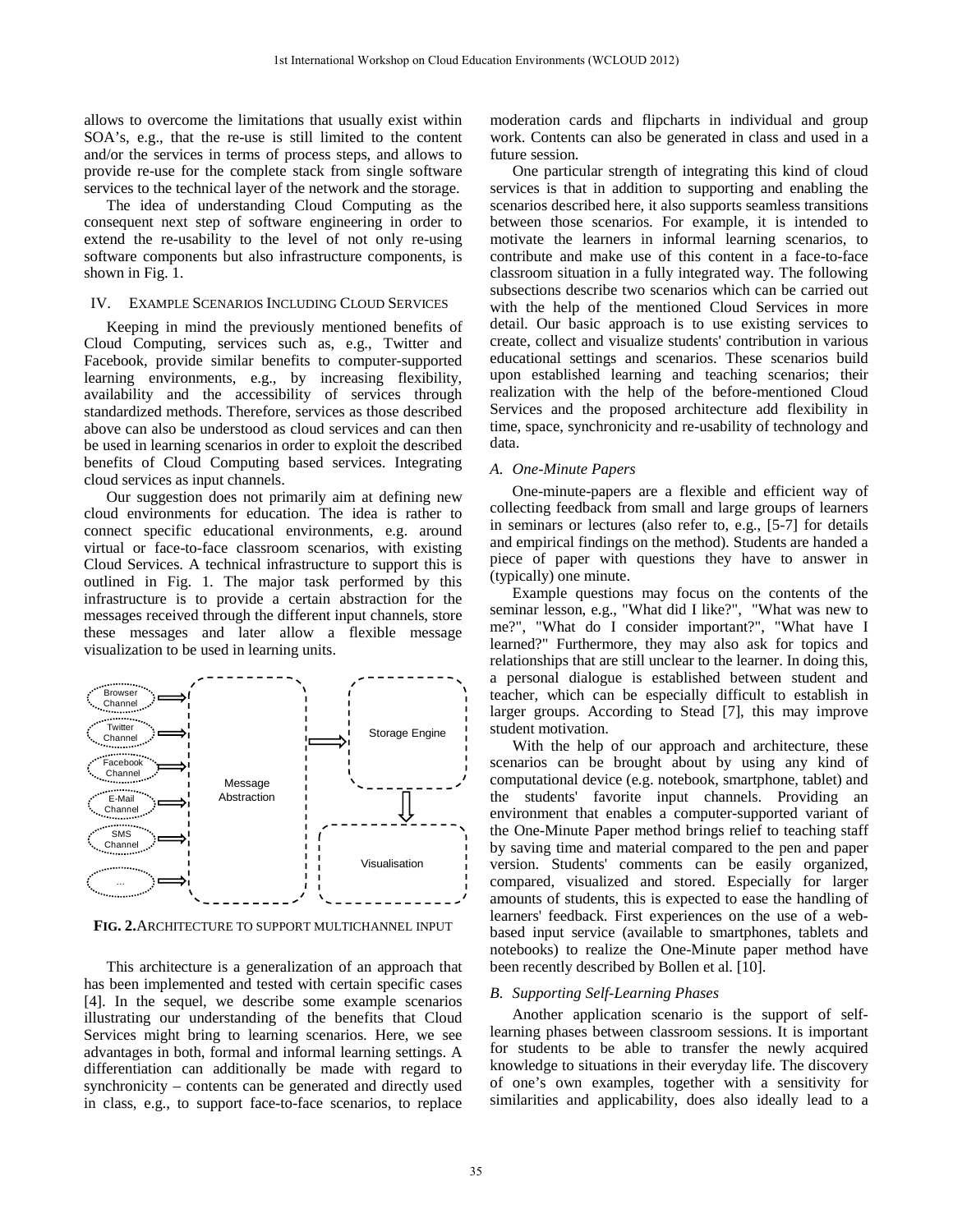allows to overcome the limitations that usually exist within SOA's, e.g., that the re-use is still limited to the content and/or the services in terms of process steps, and allows to provide re-use for the complete stack from single software services to the technical layer of the network and the storage.

The idea of understanding Cloud Computing as the consequent next step of software engineering in order to extend the re-usability to the level of not only re-using software components but also infrastructure components, is shown in Fig. 1.

## IV. Example Scenarios Including Cloud Services

Keeping in mind the previously mentioned benefits of Cloud Computing, services such as, e.g., Twitter and Facebook, provide similar benefits to computer-supported learning environments, e.g., by increasing flexibility, availability and the accessibility of services through standardized methods. Therefore, services as those described above can also be understood as cloud services and can then be used in learning scenarios in order to exploit the described benefits of Cloud Computing based services. Integrating cloud services as input channels.

Our suggestion does not primarily aim at defining new cloud environments for education. The idea is rather to connect specific educational environments, e.g. around virtual or face-to-face classroom scenarios, with existing Cloud Services. A technical infrastructure to support this is outlined in Fig. 1. The major task performed by this infrastructure is to provide a certain abstraction for the messages received through the different input channels, store these messages and later allow a flexible message visualization to be used in learning units.

**Fig. 2.** Architecture to support multichannel input

This architecture is a generalization of an approach that has been implemented and tested with certain specific cases [4]. In the sequel, we describe some example scenarios illustrating our understanding of the benefits that Cloud Services might bring to learning scenarios. Here, we see advantages in both, formal and informal learning settings. A differentiation can additionally be made with regard to synchronicity – contents can be generated and directly used in class, e.g., to support face-to-face scenarios, to replace moderation cards and flipcharts in individual and group work. Contents can also be generated in class and used in a future session.

One particular strength of integrating this kind of cloud services is that in addition to supporting and enabling the scenarios described here, it also supports seamless transitions between those scenarios. For example, it is intended to motivate the learners in informal learning scenarios, to contribute and make use of this content in a face-to-face classroom situation in a fully integrated way. The following subsections describe two scenarios which can be carried out with the help of the mentioned Cloud Services in more detail. Our basic approach is to use existing services to create, collect and visualize students' contribution in various educational settings and scenarios. These scenarios build upon established learning and teaching scenarios; their realization with the help of the before-mentioned Cloud Services and the proposed architecture add flexibility in time, space, synchronicity and re-usability of technology and data.

### A. One-Minute Papers

One-minute-papers are a flexible and efficient way of collecting feedback from small and large groups of learners in seminars or lectures (also refer to, e.g., [5-7] for details and empirical findings on the method). Students are handed a piece of paper with questions they have to answer in (typically) one minute.

Example questions may focus on the contents of the seminar lesson, e.g., "What did I like?", "What was new to me?", "What do I consider important?", "What have I learned?" Furthermore, they may also ask for topics and relationships that are still unclear to the learner. In doing this, a personal dialogue is established between student and teacher, which can be especially difficult to establish in larger groups. According to Stead [7], this may improve student motivation.

With the help of our approach and architecture, these scenarios can be brought about by using any kind of computational device (e.g. notebook, smartphone, tablet) and the students' favorite input channels. Providing an environment that enables a computer-supported variant of the One-Minute Paper method brings relief to teaching staff by saving time and material compared to the pen and paper version. Students' comments can be easily organized, compared, visualized and stored. Especially for larger amounts of students, this is expected to ease the handling of learners' feedback. First experiences on the use of a web-based input service (available to smartphones, tablets and notebooks) to realize the One-Minute paper method have been recently described by Bollen et al. [10].

### B. Supporting Self-Learning Phases

Another application scenario is the support of self-learning phases between classroom sessions. It is important for students to be able to transfer the newly acquired knowledge to situations in their everyday life. The discovery of one's own examples, together with a sensitivity for similarities and applicability, does also ideally lead to a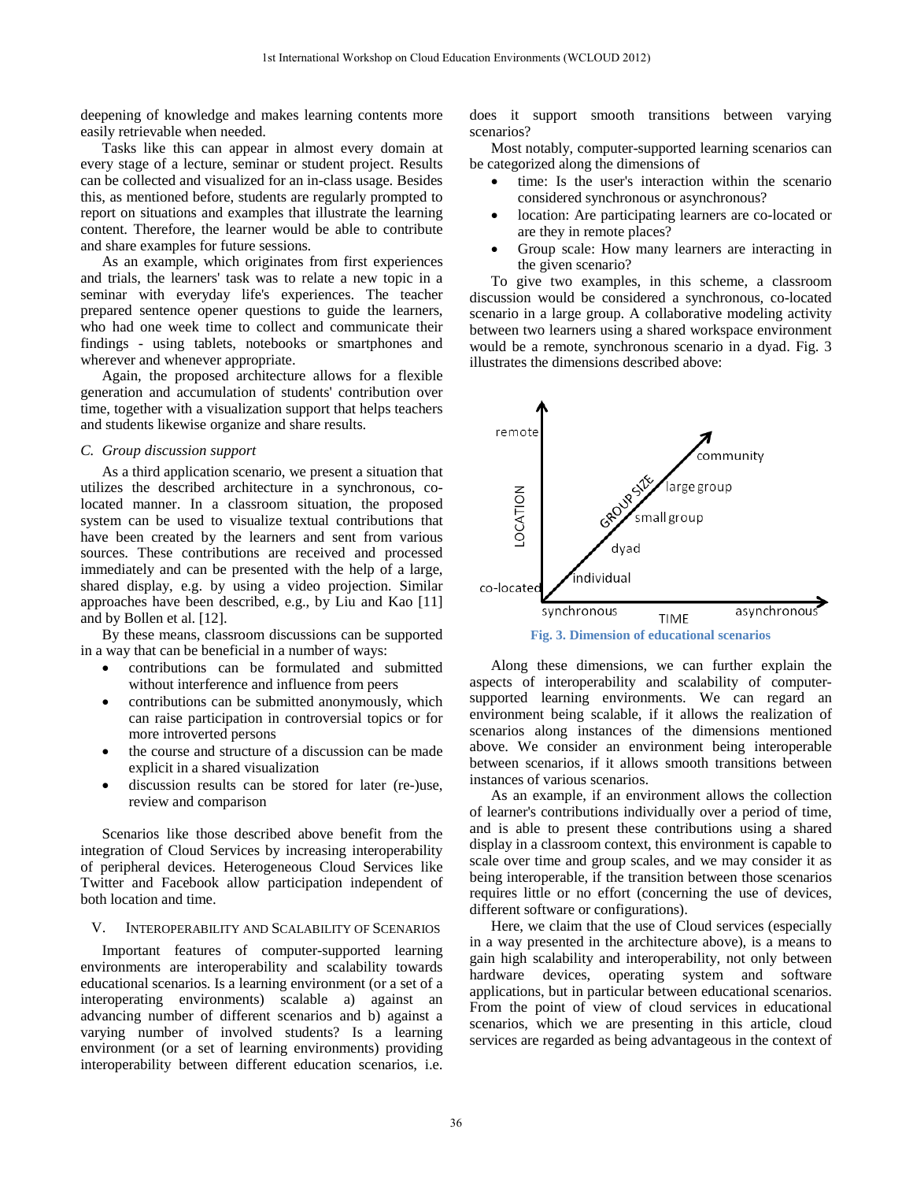deepening of knowledge and makes learning contents more easily retrievable when needed.

Tasks like this can appear in almost every domain at every stage of a lecture, seminar or student project. Results can be collected and visualized for an in-class usage. Besides this, as mentioned before, students are regularly prompted to report on situations and examples that illustrate the learning content. Therefore, the learner would be able to contribute and share examples for future sessions.

As an example, which originates from first experiences and trials, the learners' task was to relate a new topic in a seminar with everyday life's experiences. The teacher prepared sentence opener questions to guide the learners, who had one week time to collect and communicate their findings - using tablets, notebooks or smartphones and wherever and whenever appropriate.

Again, the proposed architecture allows for a flexible generation and accumulation of students' contribution over time, together with a visualization support that helps teachers and students likewise organize and share results.

### *C. Group discussion support*

As a third application scenario, we present a situation that utilizes the described architecture in a synchronous, co-located manner. In a classroom situation, the proposed system can be used to visualize textual contributions that have been created by the learners and sent from various sources. These contributions are received and processed immediately and can be presented with the help of a large, shared display, e.g. by using a video projection. Similar approaches have been described, e.g., by Liu and Kao [11] and by Bollen et al. [12].

By these means, classroom discussions can be supported in a way that can be beneficial in a number of ways:

- contributions can be formulated and submitted without interference and influence from peers
- contributions can be submitted anonymously, which can raise participation in controversial topics or for more introverted persons
- the course and structure of a discussion can be made explicit in a shared visualization
- discussion results can be stored for later (re-)use, review and comparison

Scenarios like those described above benefit from the integration of Cloud Services by increasing interoperability of peripheral devices. Heterogeneous Cloud Services like Twitter and Facebook allow participation independent of both location and time.

## V. Interoperability and Scalability of Scenarios

Important features of computer-supported learning environments are interoperability and scalability towards educational scenarios. Is a learning environment (or a set of a interoperating environments) scalable a) against an advancing number of different scenarios and b) against a varying number of involved students? Is a learning environment (or a set of learning environments) providing interoperability between different education scenarios, i.e. does it support smooth transitions between varying scenarios?

Most notably, computer-supported learning scenarios can be categorized along the dimensions of

- time: Is the user's interaction within the scenario considered synchronous or asynchronous?
- location: Are participating learners are co-located or are they in remote places?
- Group scale: How many learners are interacting in the given scenario?

To give two examples, in this scheme, a classroom discussion would be considered a synchronous, co-located scenario in a large group. A collaborative modeling activity between two learners using a shared workspace environment would be a remote, synchronous scenario in a dyad. Fig. 3 illustrates the dimensions described above:

Fig. 3. Dimension of educational scenarios

Along these dimensions, we can further explain the aspects of interoperability and scalability of computer-supported learning environments. We can regard an environment being scalable, if it allows the realization of scenarios along instances of the dimensions mentioned above. We consider an environment being interoperable between scenarios, if it allows smooth transitions between instances of various scenarios.

As an example, if an environment allows the collection of learner's contributions individually over a period of time, and is able to present these contributions using a shared display in a classroom context, this environment is capable to scale over time and group scales, and we may consider it as being interoperable, if the transition between those scenarios requires little or no effort (concerning the use of devices, different software or configurations).

Here, we claim that the use of Cloud services (especially in a way presented in the architecture above), is a means to gain high scalability and interoperability, not only between hardware devices, operating system and software applications, but in particular between educational scenarios. From the point of view of cloud services in educational scenarios, which we are presenting in this article, cloud services are regarded as being advantageous in the context of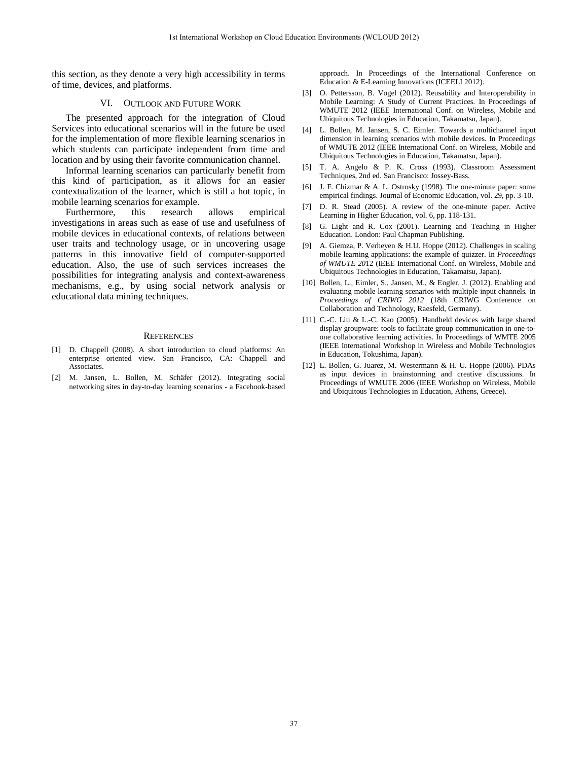this section, as they denote a very high accessibility in terms of time, devices, and platforms.

## VI. Outlook and Future Work

The presented approach for the integration of Cloud Services into educational scenarios will in the future be used for the implementation of more flexible learning scenarios in which students can participate independent from time and location and by using their favorite communication channel.

Informal learning scenarios can particularly benefit from this kind of participation, as it allows for an easier contextualization of the learner, which is still a hot topic, in mobile learning scenarios for example.

Furthermore, this research allows empirical investigations in areas such as ease of use and usefulness of mobile devices in educational contexts, of relations between user traits and technology usage, or in uncovering usage patterns in this innovative field of computer-supported education. Also, the use of such services increases the possibilities for integrating analysis and context-awareness mechanisms, e.g., by using social network analysis or educational data mining techniques.

## References

[1] D. Chappell (2008). A short introduction to cloud platforms: An enterprise oriented view. San Francisco, CA: Chappell and Associates.

[2] M. Jansen, L. Bollen, M. Schäfer (2012). Integrating social networking sites in day-to-day learning scenarios - a Facebook-based approach. In Proceedings of the International Conference on Education & E-Learning Innovations (ICEELI 2012).

[3] O. Pettersson, B. Vogel (2012). Reusability and Interoperability in Mobile Learning: A Study of Current Practices. In Proceedings of WMUTE 2012 (IEEE International Conf. on Wireless, Mobile and Ubiquitous Technologies in Education, Takamatsu, Japan).

[4] L. Bollen, M. Jansen, S. C. Eimler. Towards a multichannel input dimension in learning scenarios with mobile devices. In Proceedings of WMUTE 2012 (IEEE International Conf. on Wireless, Mobile and Ubiquitous Technologies in Education, Takamatsu, Japan).

[5] T. A. Angelo & P. K. Cross (1993). Classroom Assessment Techniques, 2nd ed. San Francisco: Jossey-Bass.

[6] J. F. Chizmar & A. L. Ostrosky (1998). The one-minute paper: some empirical findings. Journal of Economic Education, vol. 29, pp. 3-10.

[7] D. R. Stead (2005). A review of the one-minute paper. Active Learning in Higher Education, vol. 6, pp. 118-131.

[8] G. Light and R. Cox (2001). Learning and Teaching in Higher Education. London: Paul Chapman Publishing.

[9] A. Giemza, P. Verheyen & H.U. Hoppe (2012). Challenges in scaling mobile learning applications: the example of quizzer. In *Proceedings of WMUTE 20*12 (IEEE International Conf. on Wireless, Mobile and Ubiquitous Technologies in Education, Takamatsu, Japan).

[10] Bollen, L., Eimler, S., Jansen, M., & Engler, J. (2012). Enabling and evaluating mobile learning scenarios with multiple input channels. In *Proceedings of CRIWG 2012* (18th CRIWG Conference on Collaboration and Technology, Raesfeld, Germany).

[11] C.-C. Liu & L.-C. Kao (2005). Handheld devices with large shared display groupware: tools to facilitate group communication in one-to-one collaborative learning activities. In Proceedings of WMTE 2005 (IEEE International Workshop in Wireless and Mobile Technologies in Education, Tokushima, Japan).

[12] L. Bollen, G. Juarez, M. Westermann & H. U. Hoppe (2006). PDAs as input devices in brainstorming and creative discussions. In Proceedings of WMUTE 2006 (IEEE Workshop on Wireless, Mobile and Ubiquitous Technologies in Education, Athens, Greece).